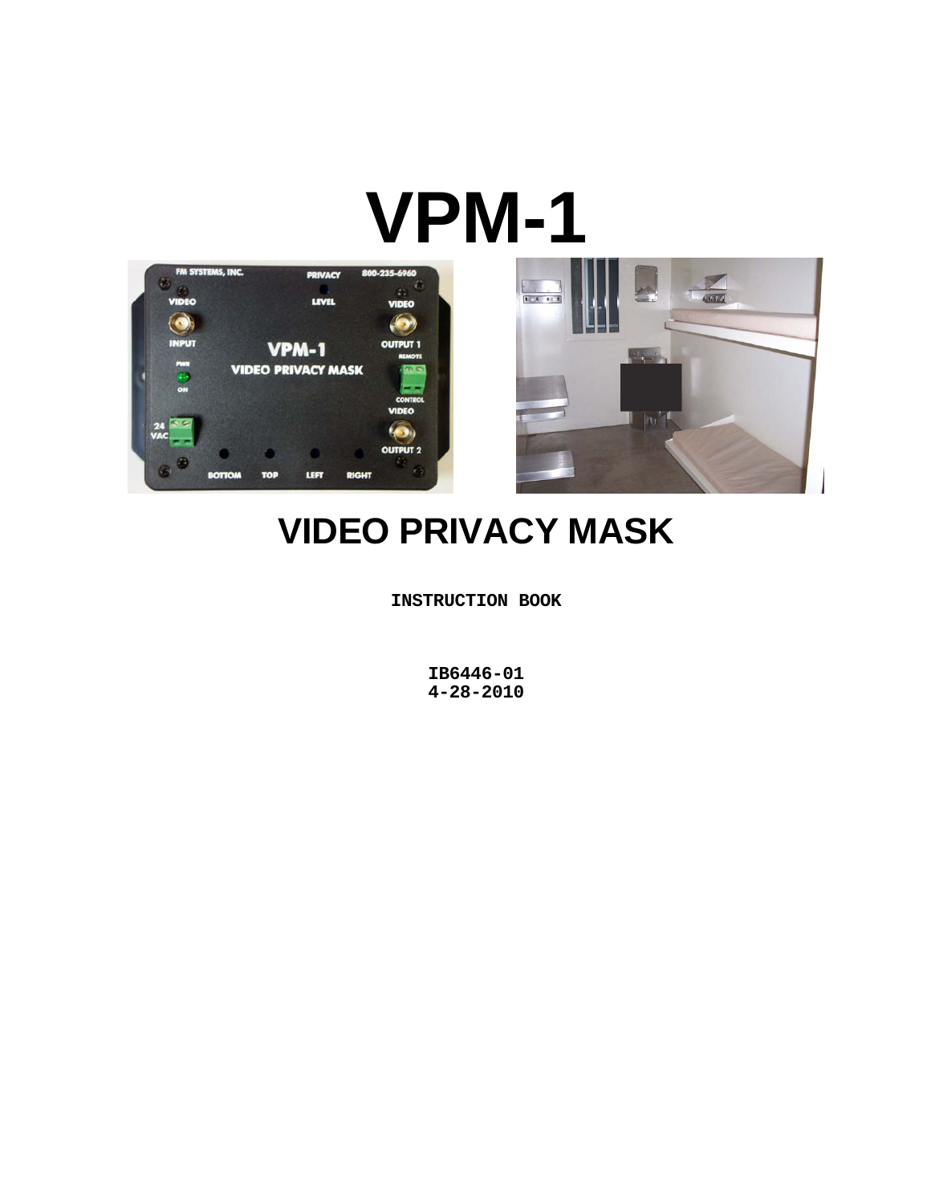# VPM-1

# VIDEO PRIVACY MASK

**INSTRUCTION BOOK**

**IB6446-01**
**4-28-2010**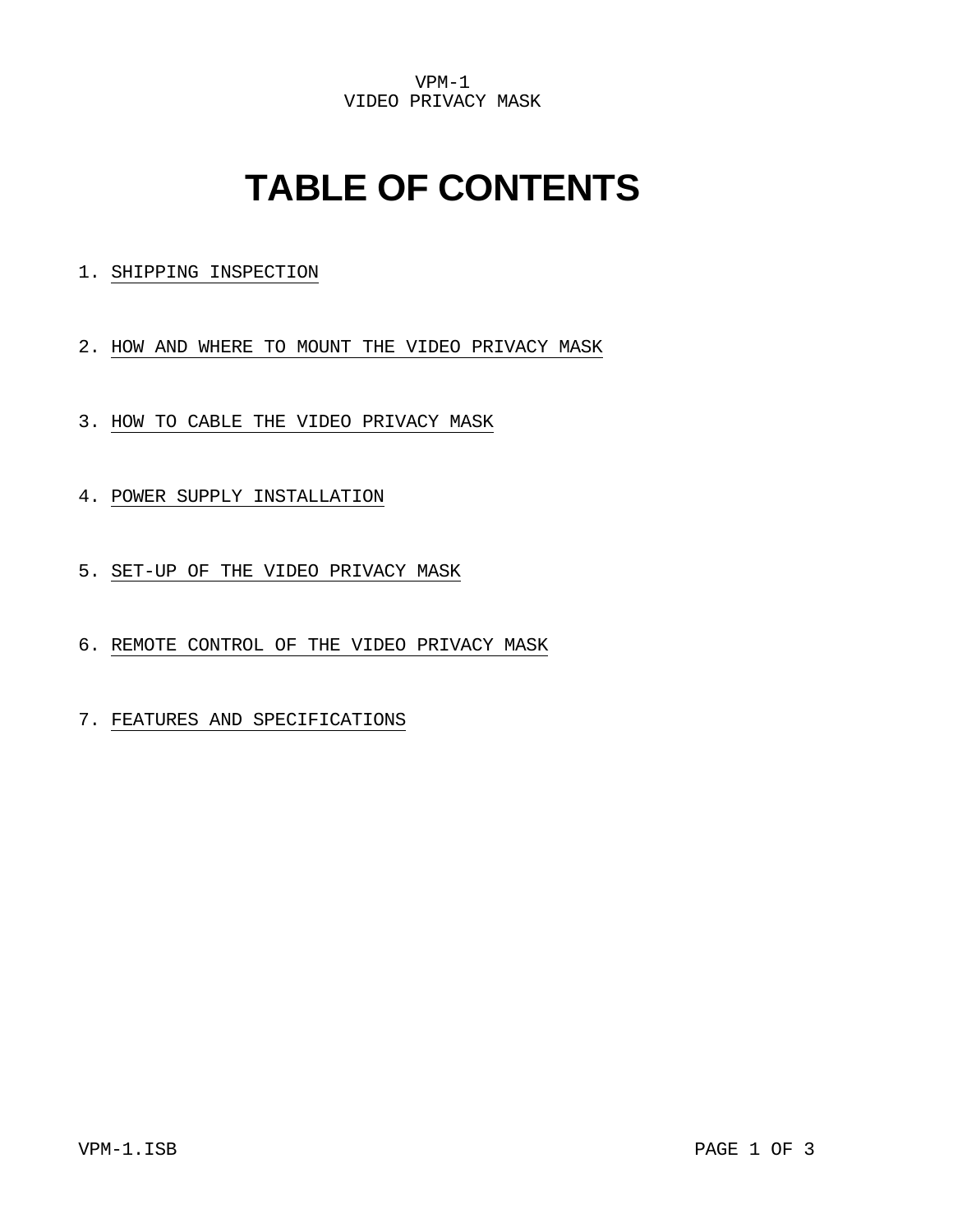VPM-1
VIDEO PRIVACY MASK

# TABLE OF CONTENTS

1. SHIPPING INSPECTION

2. HOW AND WHERE TO MOUNT THE VIDEO PRIVACY MASK

3. HOW TO CABLE THE VIDEO PRIVACY MASK

4. POWER SUPPLY INSTALLATION

5. SET-UP OF THE VIDEO PRIVACY MASK

6. REMOTE CONTROL OF THE VIDEO PRIVACY MASK

7. FEATURES AND SPECIFICATIONS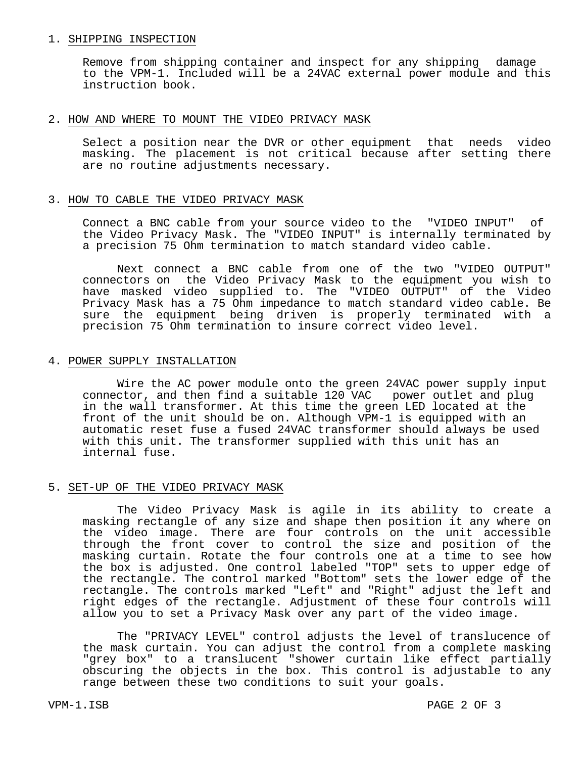## 1. SHIPPING INSPECTION

Remove from shipping container and inspect for any shipping damage to the VPM-1. Included will be a 24VAC external power module and this instruction book.

## 2. HOW AND WHERE TO MOUNT THE VIDEO PRIVACY MASK

Select a position near the DVR or other equipment that needs video masking. The placement is not critical because after setting there are no routine adjustments necessary.

## 3. HOW TO CABLE THE VIDEO PRIVACY MASK

Connect a BNC cable from your source video to the "VIDEO INPUT" of the Video Privacy Mask. The "VIDEO INPUT" is internally terminated by a precision 75 Ohm termination to match standard video cable.

Next connect a BNC cable from one of the two "VIDEO OUTPUT" connectors on the Video Privacy Mask to the equipment you wish to have masked video supplied to. The "VIDEO OUTPUT" of the Video Privacy Mask has a 75 Ohm impedance to match standard video cable. Be sure the equipment being driven is properly terminated with a precision 75 Ohm termination to insure correct video level.

## 4. POWER SUPPLY INSTALLATION

Wire the AC power module onto the green 24VAC power supply input connector, and then find a suitable 120 VAC power outlet and plug in the wall transformer. At this time the green LED located at the front of the unit should be on. Although VPM-1 is equipped with an automatic reset fuse a fused 24VAC transformer should always be used with this unit. The transformer supplied with this unit has an internal fuse.

## 5. SET-UP OF THE VIDEO PRIVACY MASK

The Video Privacy Mask is agile in its ability to create a masking rectangle of any size and shape then position it any where on the video image. There are four controls on the unit accessible through the front cover to control the size and position of the masking curtain. Rotate the four controls one at a time to see how the box is adjusted. One control labeled "TOP" sets to upper edge of the rectangle. The control marked "Bottom" sets the lower edge of the rectangle. The controls marked "Left" and "Right" adjust the left and right edges of the rectangle. Adjustment of these four controls will allow you to set a Privacy Mask over any part of the video image.

The "PRIVACY LEVEL" control adjusts the level of translucence of the mask curtain. You can adjust the control from a complete masking "grey box" to a translucent "shower curtain like effect partially obscuring the objects in the box. This control is adjustable to any range between these two conditions to suit your goals.

VPM-1.ISB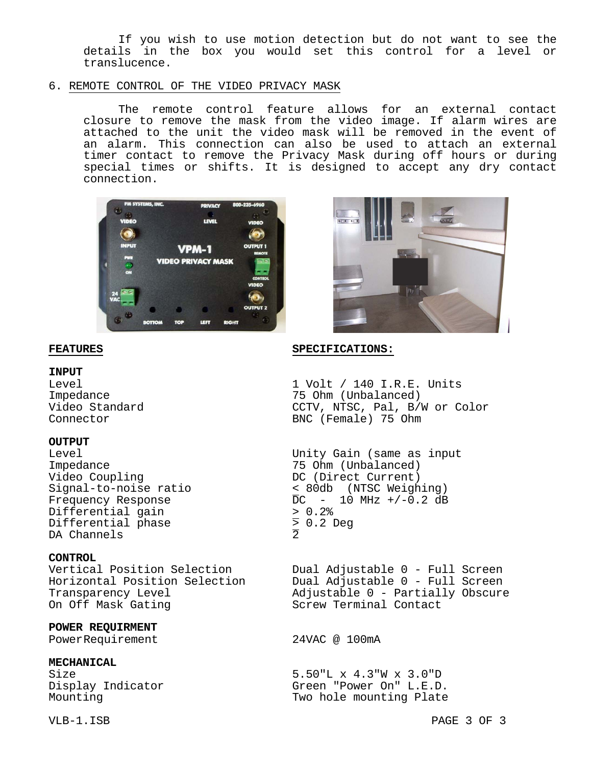If you wish to use motion detection but do not want to see the details in the box you would set this control for a level or translucence.

6. REMOTE CONTROL OF THE VIDEO PRIVACY MASK

The remote control feature allows for an external contact closure to remove the mask from the video image. If alarm wires are attached to the unit the video mask will be removed in the event of an alarm. This connection can also be used to attach an external timer contact to remove the Privacy Mask during off hours or during special times or shifts. It is designed to accept any dry contact connection.

| **FEATURES** | **SPECIFICATIONS:** |
|---|---|
| **INPUT** | |
| Level | 1 Volt / 140 I.R.E. Units |
| Impedance | 75 Ohm (Unbalanced) |
| Video Standard | CCTV, NTSC, Pal, B/W or Color |
| Connector | BNC (Female) 75 Ohm |
| **OUTPUT** | |
| Level | Unity Gain (same as input |
| Impedance | 75 Ohm (Unbalanced) |
| Video Coupling | DC (Direct Current) |
| Signal-to-noise ratio | < 80db (NTSC Weighing) |
| Frequency Response | DC - 10 MHz +/-0.2 dB |
| Differential gain | > 0.2% |
| Differential phase | ≥ 0.2 Deg |
| DA Channels | 2 |
| **CONTROL** | |
| Vertical Position Selection | Dual Adjustable 0 - Full Screen |
| Horizontal Position Selection | Dual Adjustable 0 - Full Screen |
| Transparency Level | Adjustable 0 - Partially Obscure |
| On Off Mask Gating | Screw Terminal Contact |
| **POWER REQUIRMENT** | |
| PowerRequirement | 24VAC @ 100mA |
| **MECHANICAL** | |
| Size | 5.50"L x 4.3"W x 3.0"D |
| Display Indicator | Green "Power On" L.E.D. |
| Mounting | Two hole mounting Plate |

VLB-1.ISB